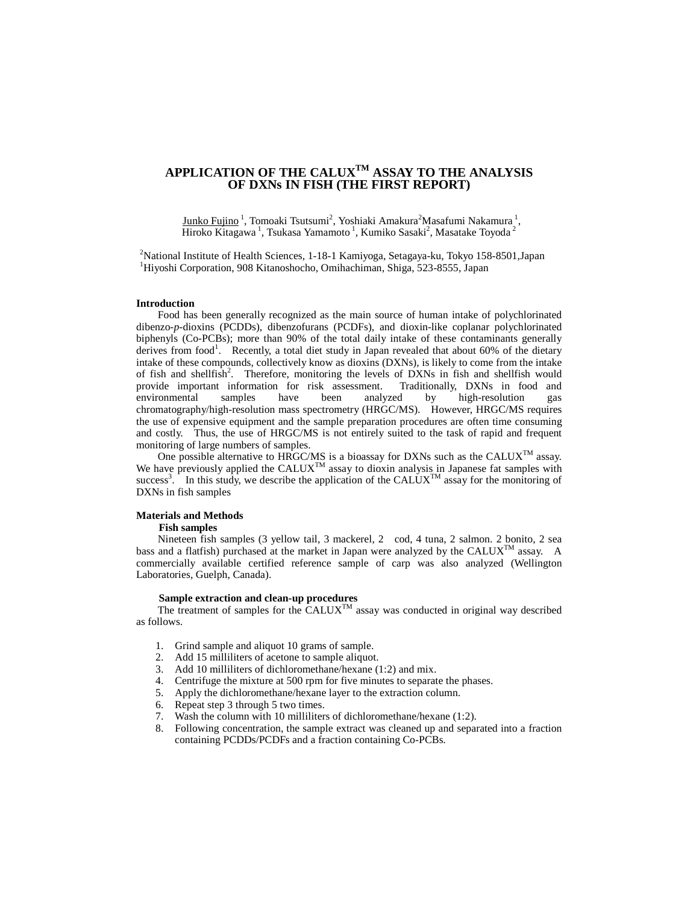# APPLICATION OF THE CALUX$^{TM}$ ASSAY TO THE ANALYSIS OF DXNs IN FISH (THE FIRST REPORT)

Junko Fujino [1], Tomoaki Tsutsumi[2], Yoshiaki Amakura[2]Masafumi Nakamura [1], Hiroko Kitagawa [1], Tsukasa Yamamoto [1], Kumiko Sasaki[2], Masatake Toyoda [2]

[2]National Institute of Health Sciences, 1-18-1 Kamiyoga, Setagaya-ku, Tokyo 158-8501,Japan
[1]Hiyoshi Corporation, 908 Kitanoshocho, Omihachiman, Shiga, 523-8555, Japan

### Introduction

Food has been generally recognized as the main source of human intake of polychlorinated dibenzo-*p*-dioxins (PCDDs), dibenzofurans (PCDFs), and dioxin-like coplanar polychlorinated biphenyls (Co-PCBs); more than 90% of the total daily intake of these contaminants generally derives from food[1]. Recently, a total diet study in Japan revealed that about 60% of the dietary intake of these compounds, collectively know as dioxins (DXNs), is likely to come from the intake of fish and shellfish[2]. Therefore, monitoring the levels of DXNs in fish and shellfish would provide important information for risk assessment. Traditionally, DXNs in food and environmental samples have been analyzed by high-resolution gas chromatography/high-resolution mass spectrometry (HRGC/MS). However, HRGC/MS requires the use of expensive equipment and the sample preparation procedures are often time consuming and costly. Thus, the use of HRGC/MS is not entirely suited to the task of rapid and frequent monitoring of large numbers of samples.

One possible alternative to HRGC/MS is a bioassay for DXNs such as the CALUX$^{TM}$ assay. We have previously applied the CALUX$^{TM}$ assay to dioxin analysis in Japanese fat samples with success[3]. In this study, we describe the application of the CALUX$^{TM}$ assay for the monitoring of DXNs in fish samples

### Materials and Methods

**Fish samples**

Nineteen fish samples (3 yellow tail, 3 mackerel, 2 cod, 4 tuna, 2 salmon. 2 bonito, 2 sea bass and a flatfish) purchased at the market in Japan were analyzed by the CALUX$^{TM}$ assay. A commercially available certified reference sample of carp was also analyzed (Wellington Laboratories, Guelph, Canada).

**Sample extraction and clean-up procedures**

The treatment of samples for the CALUX$^{TM}$ assay was conducted in original way described as follows.

1. Grind sample and aliquot 10 grams of sample.
2. Add 15 milliliters of acetone to sample aliquot.
3. Add 10 milliliters of dichloromethane/hexane (1:2) and mix.
4. Centrifuge the mixture at 500 rpm for five minutes to separate the phases.
5. Apply the dichloromethane/hexane layer to the extraction column.
6. Repeat step 3 through 5 two times.
7. Wash the column with 10 milliliters of dichloromethane/hexane (1:2).
8. Following concentration, the sample extract was cleaned up and separated into a fraction containing PCDDs/PCDFs and a fraction containing Co-PCBs.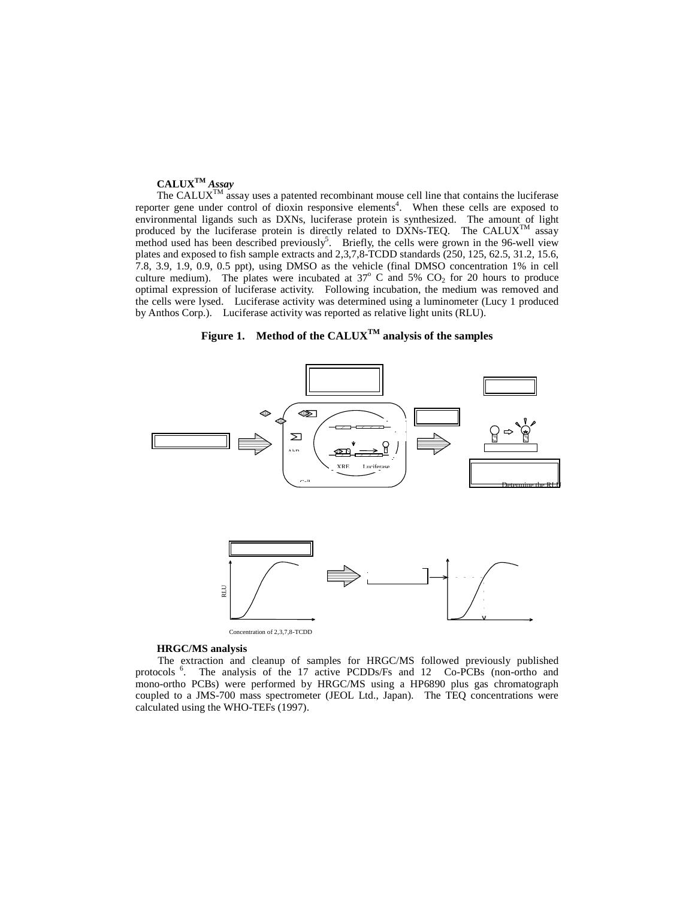### CALUX™ *Assay*

The CALUX™ assay uses a patented recombinant mouse cell line that contains the luciferase reporter gene under control of dioxin responsive elements[4]. When these cells are exposed to environmental ligands such as DXNs, luciferase protein is synthesized. The amount of light produced by the luciferase protein is directly related to DXNs-TEQ. The CALUX™ assay method used has been described previously[5]. Briefly, the cells were grown in the 96-well view plates and exposed to fish sample extracts and 2,3,7,8-TCDD standards (250, 125, 62.5, 31.2, 15.6, 7.8, 3.9, 1.9, 0.9, 0.5 ppt), using DMSO as the vehicle (final DMSO concentration 1% in cell culture medium). The plates were incubated at 37° C and 5% $CO_2$ for 20 hours to produce optimal expression of luciferase activity. Following incubation, the medium was removed and the cells were lysed. Luciferase activity was determined using a luminometer (Lucy 1 produced by Anthos Corp.). Luciferase activity was reported as relative light units (RLU).

**Figure 1. Method of the CALUX™ analysis of the samples**

AhR

XRE Luciferase

Cell

Determine the RLU

RLU

Concentration of 2,3,7,8-TCDD

### HRGC/MS analysis

The extraction and cleanup of samples for HRGC/MS followed previously published protocols [6]. The analysis of the 17 active PCDDs/Fs and 12 Co-PCBs (non-ortho and mono-ortho PCBs) were performed by HRGC/MS using a HP6890 plus gas chromatograph coupled to a JMS-700 mass spectrometer (JEOL Ltd., Japan). The TEQ concentrations were calculated using the WHO-TEFs (1997).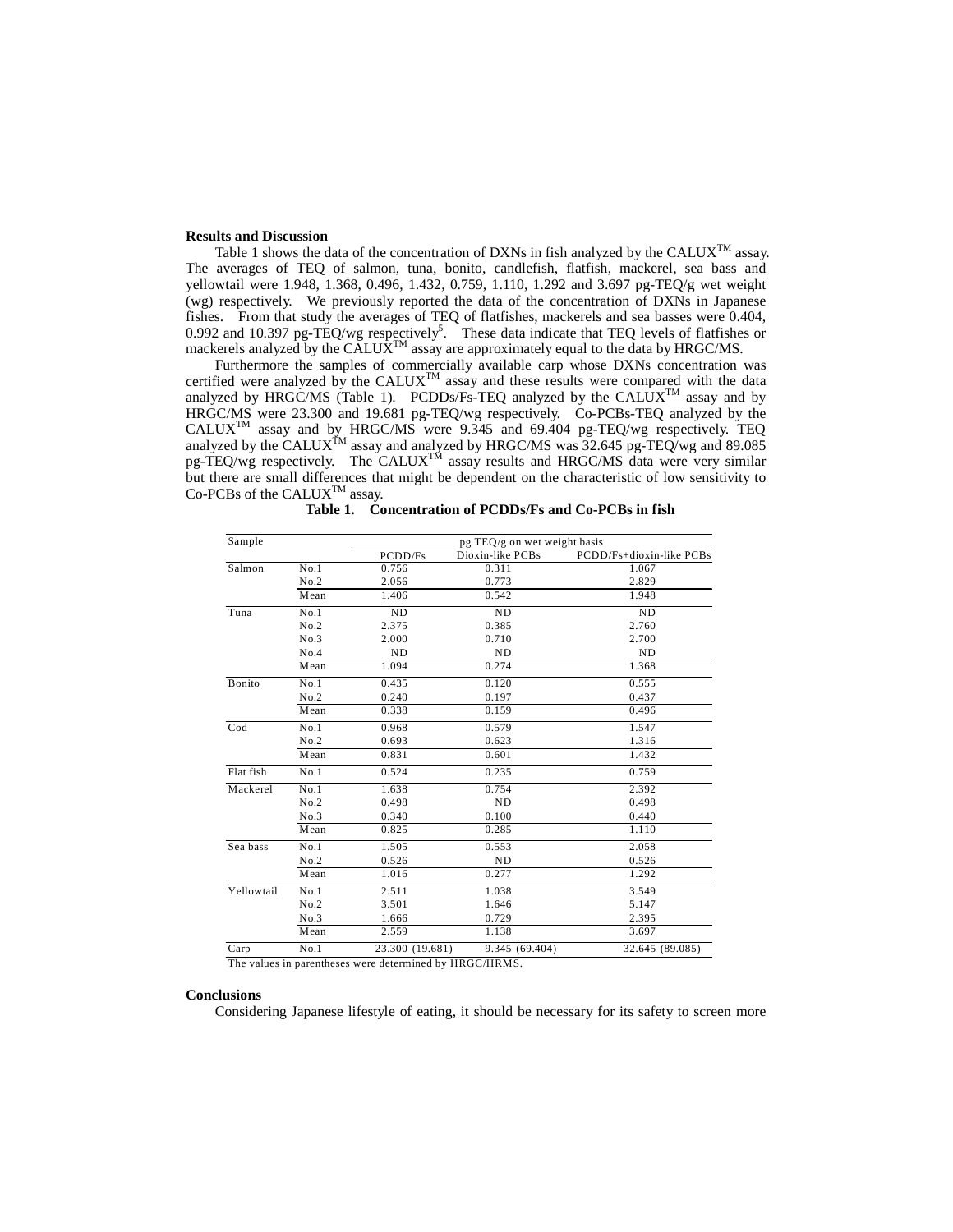## Results and Discussion

Table 1 shows the data of the concentration of DXNs in fish analyzed by the CALUX$^{TM}$ assay. The averages of TEQ of salmon, tuna, bonito, candlefish, flatfish, mackerel, sea bass and yellowtail were 1.948, 1.368, 0.496, 1.432, 0.759, 1.110, 1.292 and 3.697 pg-TEQ/g wet weight (wg) respectively. We previously reported the data of the concentration of DXNs in Japanese fishes. From that study the averages of TEQ of flatfishes, mackerels and sea basses were 0.404, 0.992 and 10.397 pg-TEQ/wg respectively[5]. These data indicate that TEQ levels of flatfishes or mackerels analyzed by the CALUX$^{TM}$ assay are approximately equal to the data by HRGC/MS.

Furthermore the samples of commercially available carp whose DXNs concentration was certified were analyzed by the CALUX$^{TM}$ assay and these results were compared with the data analyzed by HRGC/MS (Table 1). PCDDs/Fs-TEQ analyzed by the CALUX$^{TM}$ assay and by HRGC/MS were 23.300 and 19.681 pg-TEQ/wg respectively. Co-PCBs-TEQ analyzed by the CALUX$^{TM}$ assay and by HRGC/MS were 9.345 and 69.404 pg-TEQ/wg respectively. TEQ analyzed by the CALUX$^{TM}$ assay and analyzed by HRGC/MS was 32.645 pg-TEQ/wg and 89.085 pg-TEQ/wg respectively. The CALUX$^{TM}$ assay results and HRGC/MS data were very similar but there are small differences that might be dependent on the characteristic of low sensitivity to Co-PCBs of the CALUX$^{TM}$ assay.

**Table 1. Concentration of PCDDs/Fs and Co-PCBs in fish**

| Sample | | pg TEQ/g on wet weight basis | | |
|---|---|---|---|---|
| | | PCDD/Fs | Dioxin-like PCBs | PCDD/Fs+dioxin-like PCBs |
| Salmon | No.1 | 0.756 | 0.311 | 1.067 |
| | No.2 | 2.056 | 0.773 | 2.829 |
| | Mean | 1.406 | 0.542 | 1.948 |
| Tuna | No.1 | ND | ND | ND |
| | No.2 | 2.375 | 0.385 | 2.760 |
| | No.3 | 2.000 | 0.710 | 2.700 |
| | No.4 | ND | ND | ND |
| | Mean | 1.094 | 0.274 | 1.368 |
| Bonito | No.1 | 0.435 | 0.120 | 0.555 |
| | No.2 | 0.240 | 0.197 | 0.437 |
| | Mean | 0.338 | 0.159 | 0.496 |
| Cod | No.1 | 0.968 | 0.579 | 1.547 |
| | No.2 | 0.693 | 0.623 | 1.316 |
| | Mean | 0.831 | 0.601 | 1.432 |
| Flat fish | No.1 | 0.524 | 0.235 | 0.759 |
| Mackerel | No.1 | 1.638 | 0.754 | 2.392 |
| | No.2 | 0.498 | ND | 0.498 |
| | No.3 | 0.340 | 0.100 | 0.440 |
| | Mean | 0.825 | 0.285 | 1.110 |
| Sea bass | No.1 | 1.505 | 0.553 | 2.058 |
| | No.2 | 0.526 | ND | 0.526 |
| | Mean | 1.016 | 0.277 | 1.292 |
| Yellowtail | No.1 | 2.511 | 1.038 | 3.549 |
| | No.2 | 3.501 | 1.646 | 5.147 |
| | No.3 | 1.666 | 0.729 | 2.395 |
| | Mean | 2.559 | 1.138 | 3.697 |
| Carp | No.1 | 23.300 (19.681) | 9.345 (69.404) | 32.645 (89.085) |

The values in parentheses were determined by HRGC/HRMS.

## Conclusions

Considering Japanese lifestyle of eating, it should be necessary for its safety to screen more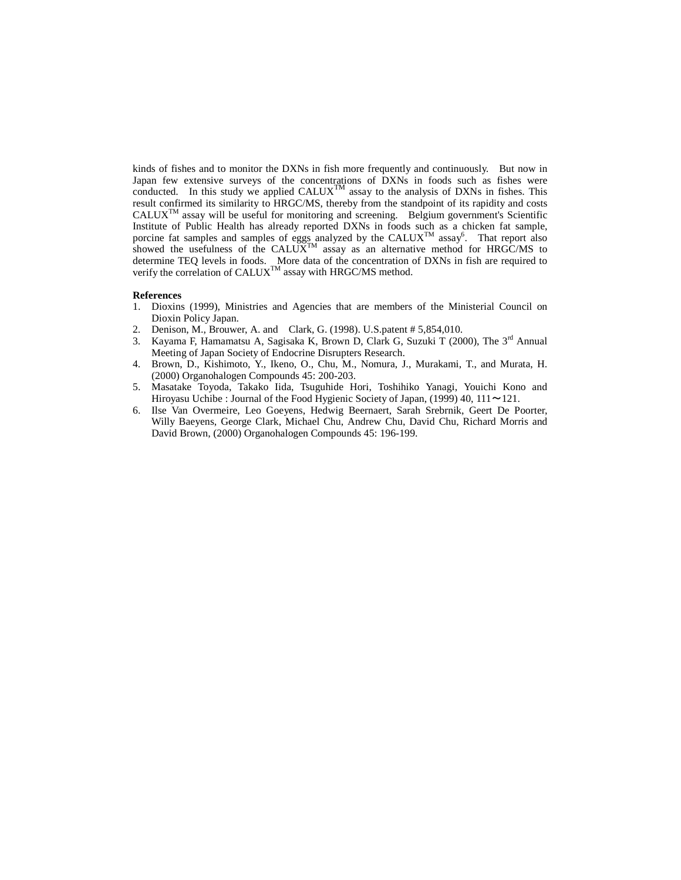kinds of fishes and to monitor the DXNs in fish more frequently and continuously. But now in Japan few extensive surveys of the concentrations of DXNs in foods such as fishes were conducted. In this study we applied CALUX$^{TM}$ assay to the analysis of DXNs in fishes. This result confirmed its similarity to HRGC/MS, thereby from the standpoint of its rapidity and costs CALUX$^{TM}$ assay will be useful for monitoring and screening. Belgium government's Scientific Institute of Public Health has already reported DXNs in foods such as a chicken fat sample, porcine fat samples and samples of eggs analyzed by the CALUX$^{TM}$ assay[6]. That report also showed the usefulness of the CALUX$^{TM}$ assay as an alternative method for HRGC/MS to determine TEQ levels in foods. More data of the concentration of DXNs in fish are required to verify the correlation of CALUX$^{TM}$ assay with HRGC/MS method.

**References**

1. Dioxins (1999), Ministries and Agencies that are members of the Ministerial Council on Dioxin Policy Japan.
2. Denison, M., Brouwer, A. and Clark, G. (1998). U.S.patent # 5,854,010.
3. Kayama F, Hamamatsu A, Sagisaka K, Brown D, Clark G, Suzuki T (2000), The 3rd Annual Meeting of Japan Society of Endocrine Disrupters Research.
4. Brown, D., Kishimoto, Y., Ikeno, O., Chu, M., Nomura, J., Murakami, T., and Murata, H. (2000) Organohalogen Compounds 45: 200-203.
5. Masatake Toyoda, Takako Iida, Tsuguhide Hori, Toshihiko Yanagi, Youichi Kono and Hiroyasu Uchibe : Journal of the Food Hygienic Society of Japan, (1999) 40, 111～121.
6. Ilse Van Overmeire, Leo Goeyens, Hedwig Beernaert, Sarah Srebrnik, Geert De Poorter, Willy Baeyens, George Clark, Michael Chu, Andrew Chu, David Chu, Richard Morris and David Brown, (2000) Organohalogen Compounds 45: 196-199.